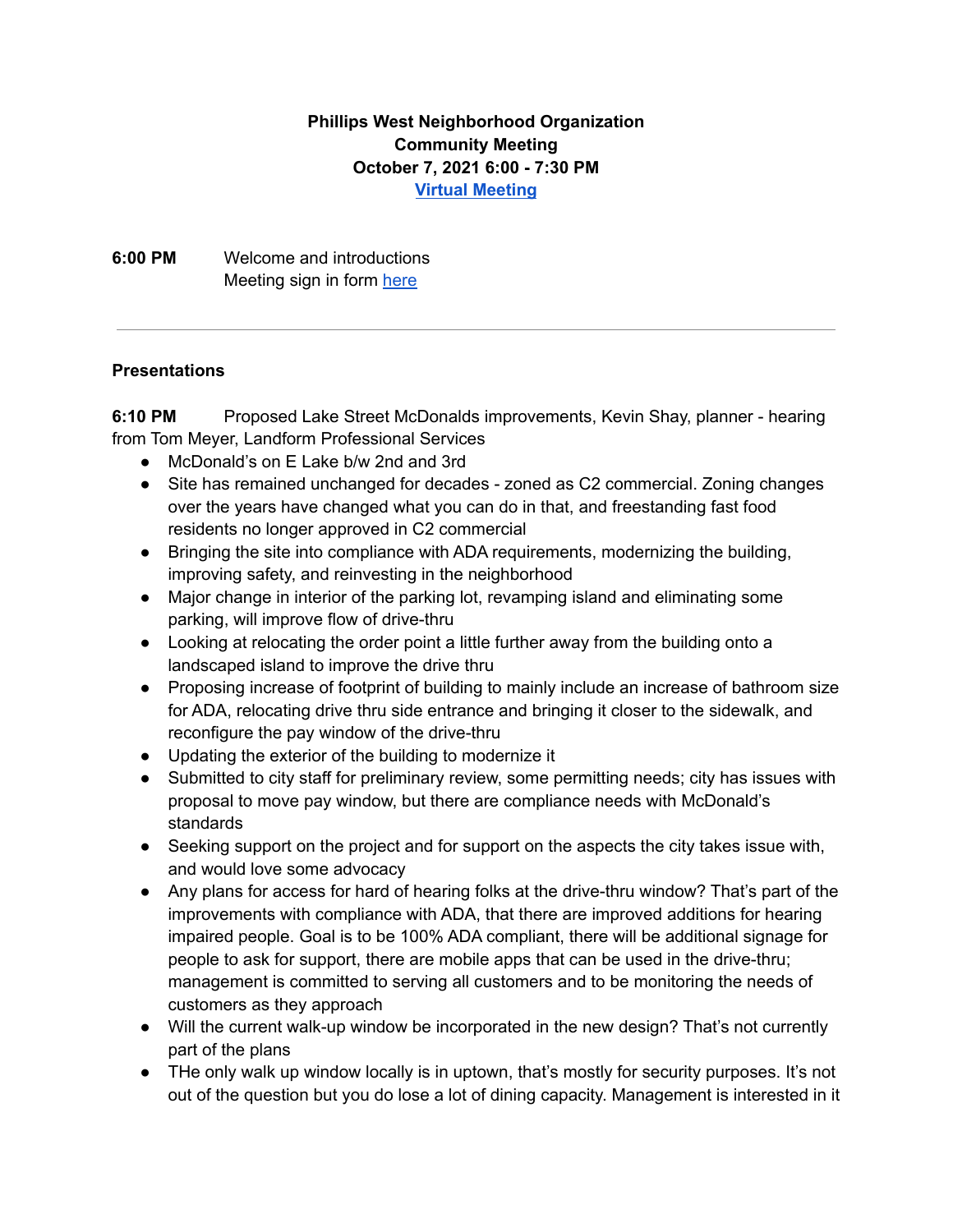**Phillips West Neighborhood Organization**
**Community Meeting**
**October 7, 2021 6:00 - 7:30 PM**
**Virtual Meeting**

**6:00 PM** Welcome and introductions
Meeting sign in form here

---

**Presentations**

**6:10 PM** Proposed Lake Street McDonalds improvements, Kevin Shay, planner - hearing from Tom Meyer, Landform Professional Services

- McDonald's on E Lake b/w 2nd and 3rd
- Site has remained unchanged for decades - zoned as C2 commercial. Zoning changes over the years have changed what you can do in that, and freestanding fast food residents no longer approved in C2 commercial
- Bringing the site into compliance with ADA requirements, modernizing the building, improving safety, and reinvesting in the neighborhood
- Major change in interior of the parking lot, revamping island and eliminating some parking, will improve flow of drive-thru
- Looking at relocating the order point a little further away from the building onto a landscaped island to improve the drive thru
- Proposing increase of footprint of building to mainly include an increase of bathroom size for ADA, relocating drive thru side entrance and bringing it closer to the sidewalk, and reconfigure the pay window of the drive-thru
- Updating the exterior of the building to modernize it
- Submitted to city staff for preliminary review, some permitting needs; city has issues with proposal to move pay window, but there are compliance needs with McDonald's standards
- Seeking support on the project and for support on the aspects the city takes issue with, and would love some advocacy
- Any plans for access for hard of hearing folks at the drive-thru window? That's part of the improvements with compliance with ADA, that there are improved additions for hearing impaired people. Goal is to be 100% ADA compliant, there will be additional signage for people to ask for support, there are mobile apps that can be used in the drive-thru; management is committed to serving all customers and to be monitoring the needs of customers as they approach
- Will the current walk-up window be incorporated in the new design? That's not currently part of the plans
- THe only walk up window locally is in uptown, that's mostly for security purposes. It's not out of the question but you do lose a lot of dining capacity. Management is interested in it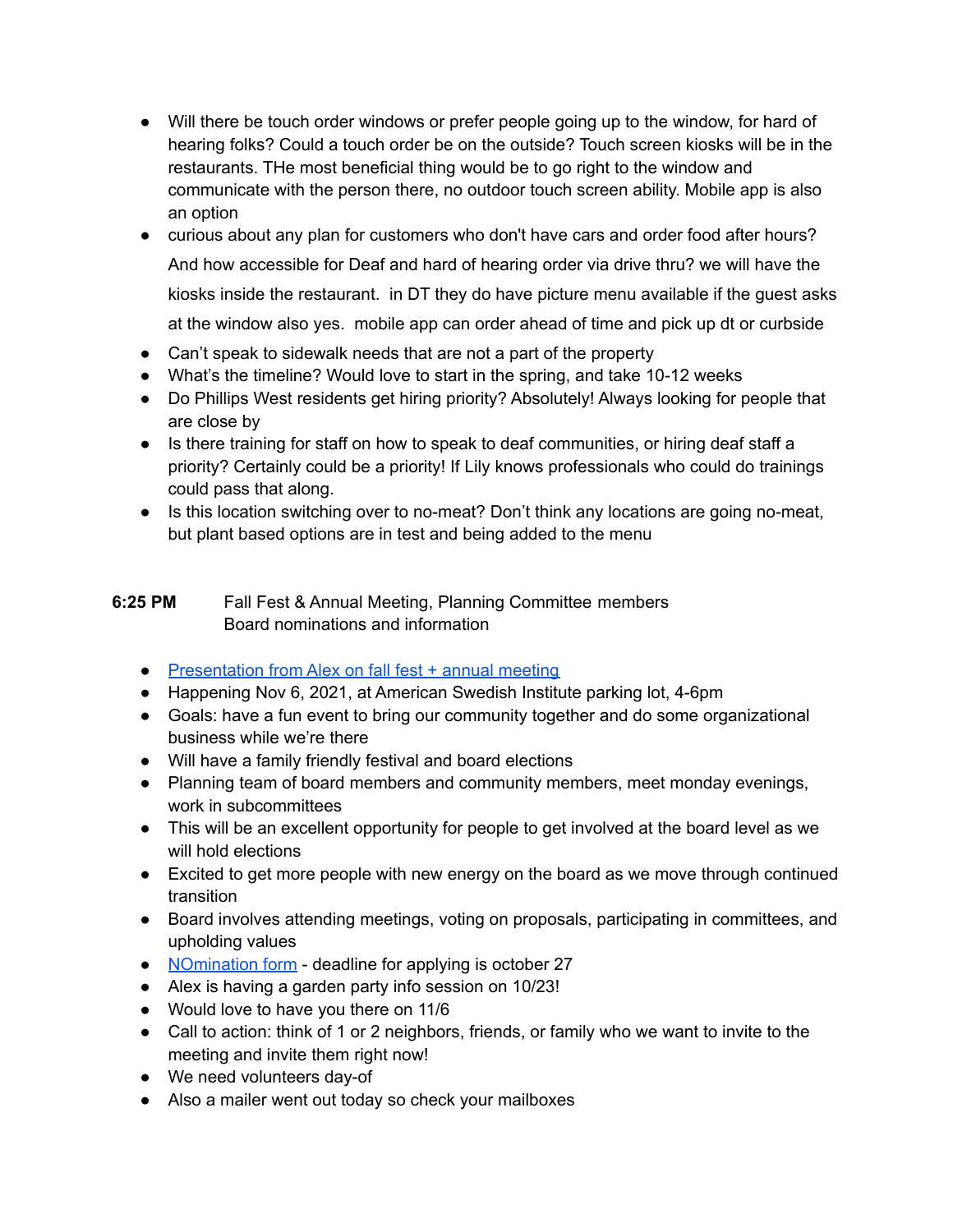- Will there be touch order windows or prefer people going up to the window, for hard of hearing folks? Could a touch order be on the outside? Touch screen kiosks will be in the restaurants. THe most beneficial thing would be to go right to the window and communicate with the person there, no outdoor touch screen ability. Mobile app is also an option
- curious about any plan for customers who don't have cars and order food after hours? And how accessible for Deaf and hard of hearing order via drive thru? we will have the kiosks inside the restaurant. in DT they do have picture menu available if the guest asks at the window also yes. mobile app can order ahead of time and pick up dt or curbside
- Can't speak to sidewalk needs that are not a part of the property
- What's the timeline? Would love to start in the spring, and take 10-12 weeks
- Do Phillips West residents get hiring priority? Absolutely! Always looking for people that are close by
- Is there training for staff on how to speak to deaf communities, or hiring deaf staff a priority? Certainly could be a priority! If Lily knows professionals who could do trainings could pass that along.
- Is this location switching over to no-meat? Don't think any locations are going no-meat, but plant based options are in test and being added to the menu

**6:25 PM** Fall Fest & Annual Meeting, Planning Committee members
Board nominations and information

- [Presentation from Alex on fall fest + annual meeting]()
- Happening Nov 6, 2021, at American Swedish Institute parking lot, 4-6pm
- Goals: have a fun event to bring our community together and do some organizational business while we're there
- Will have a family friendly festival and board elections
- Planning team of board members and community members, meet monday evenings, work in subcommittees
- This will be an excellent opportunity for people to get involved at the board level as we will hold elections
- Excited to get more people with new energy on the board as we move through continued transition
- Board involves attending meetings, voting on proposals, participating in committees, and upholding values
- [NOmination form]() - deadline for applying is october 27
- Alex is having a garden party info session on 10/23!
- Would love to have you there on 11/6
- Call to action: think of 1 or 2 neighbors, friends, or family who we want to invite to the meeting and invite them right now!
- We need volunteers day-of
- Also a mailer went out today so check your mailboxes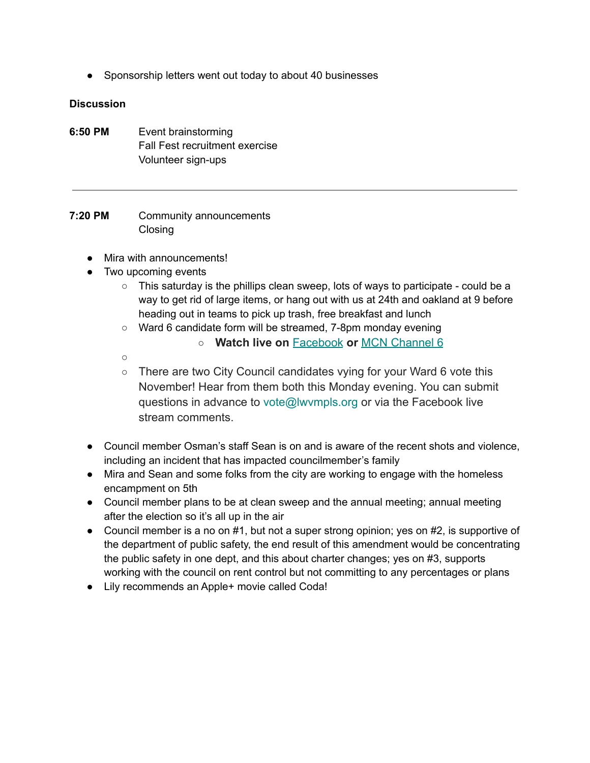- Sponsorship letters went out today to about 40 businesses

**Discussion**

**6:50 PM** Event brainstorming
Fall Fest recruitment exercise
Volunteer sign-ups

---

**7:20 PM** Community announcements
Closing

- Mira with announcements!
- Two upcoming events
    - This saturday is the phillips clean sweep, lots of ways to participate - could be a way to get rid of large items, or hang out with us at 24th and oakland at 9 before heading out in teams to pick up trash, free breakfast and lunch
    - Ward 6 candidate form will be streamed, 7-8pm monday evening
        - **Watch live on** Facebook **or** MCN Channel 6
    - 
    - There are two City Council candidates vying for your Ward 6 vote this November! Hear from them both this Monday evening. You can submit questions in advance to vote@lwvmpls.org or via the Facebook live stream comments.
- Council member Osman's staff Sean is on and is aware of the recent shots and violence, including an incident that has impacted councilmember's family
- Mira and Sean and some folks from the city are working to engage with the homeless encampment on 5th
- Council member plans to be at clean sweep and the annual meeting; annual meeting after the election so it's all up in the air
- Council member is a no on #1, but not a super strong opinion; yes on #2, is supportive of the department of public safety, the end result of this amendment would be concentrating the public safety in one dept, and this about charter changes; yes on #3, supports working with the council on rent control but not committing to any percentages or plans
- Lily recommends an Apple+ movie called Coda!